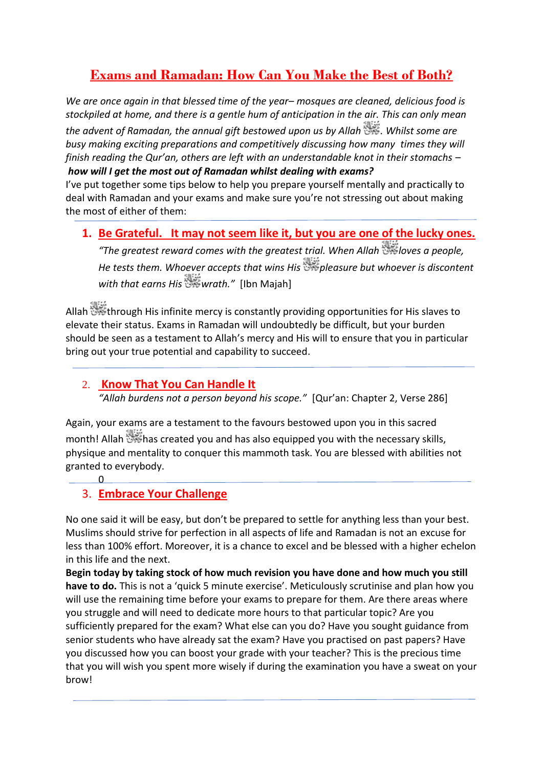# Exams and Ramadan: How Can You Make the Best of Both?

*We are once again in that blessed time of the year– mosques are cleaned, delicious food is stockpiled at home, and there is a gentle hum of anticipation in the air. This can only mean the advent of Ramadan, the annual gift bestowed upon us by Allah ﷻ. Whilst some are busy making exciting preparations and competitively discussing how many times they will finish reading the Qur'an, others are left with an understandable knot in their stomachs –*
***how will I get the most out of Ramadan whilst dealing with exams?***

I've put together some tips below to help you prepare yourself mentally and practically to deal with Ramadan and your exams and make sure you're not stressing out about making the most of either of them:

---

## 1. Be Grateful. It may not seem like it, but you are one of the lucky ones.

*"The greatest reward comes with the greatest trial. When Allah ﷻ loves a people, He tests them. Whoever accepts that wins His ﷻ pleasure but whoever is discontent with that earns His ﷻ wrath."* [Ibn Majah]

Allah ﷻ through His infinite mercy is constantly providing opportunities for His slaves to elevate their status. Exams in Ramadan will undoubtedly be difficult, but your burden should be seen as a testament to Allah's mercy and His will to ensure that you in particular bring out your true potential and capability to succeed.

---

## 2. Know That You Can Handle It

*"Allah burdens not a person beyond his scope."* [Qur'an: Chapter 2, Verse 286]

Again, your exams are a testament to the favours bestowed upon you in this sacred month! Allah ﷻ has created you and has also equipped you with the necessary skills, physique and mentality to conquer this mammoth task. You are blessed with abilities not granted to everybody.

0

---

## 3. Embrace Your Challenge

No one said it will be easy, but don't be prepared to settle for anything less than your best. Muslims should strive for perfection in all aspects of life and Ramadan is not an excuse for less than 100% effort. Moreover, it is a chance to excel and be blessed with a higher echelon in this life and the next.

**Begin today by taking stock of how much revision you have done and how much you still have to do.** This is not a 'quick 5 minute exercise'. Meticulously scrutinise and plan how you will use the remaining time before your exams to prepare for them. Are there areas where you struggle and will need to dedicate more hours to that particular topic? Are you sufficiently prepared for the exam? What else can you do? Have you sought guidance from senior students who have already sat the exam? Have you practised on past papers? Have you discussed how you can boost your grade with your teacher? This is the precious time that you will wish you spent more wisely if during the examination you have a sweat on your brow!

---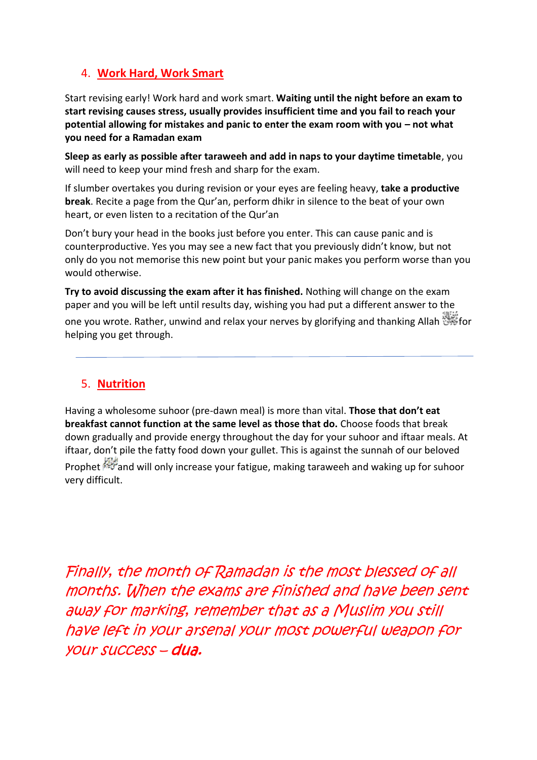## 4. Work Hard, Work Smart

Start revising early! Work hard and work smart. **Waiting until the night before an exam to start revising causes stress, usually provides insufficient time and you fail to reach your potential allowing for mistakes and panic to enter the exam room with you – not what you need for a Ramadan exam**

**Sleep as early as possible after taraweeh and add in naps to your daytime timetable**, you will need to keep your mind fresh and sharp for the exam.

If slumber overtakes you during revision or your eyes are feeling heavy, **take a productive break**. Recite a page from the Qur'an, perform dhikr in silence to the beat of your own heart, or even listen to a recitation of the Qur'an

Don't bury your head in the books just before you enter. This can cause panic and is counterproductive. Yes you may see a new fact that you previously didn't know, but not only do you not memorise this new point but your panic makes you perform worse than you would otherwise.

**Try to avoid discussing the exam after it has finished.** Nothing will change on the exam paper and you will be left until results day, wishing you had put a different answer to the one you wrote. Rather, unwind and relax your nerves by glorifying and thanking Allah for helping you get through.

---

## 5. Nutrition

Having a wholesome suhoor (pre-dawn meal) is more than vital. **Those that don't eat breakfast cannot function at the same level as those that do.** Choose foods that break down gradually and provide energy throughout the day for your suhoor and iftaar meals. At iftaar, don't pile the fatty food down your gullet. This is against the sunnah of our beloved Prophet and will only increase your fatigue, making taraweeh and waking up for suhoor very difficult.

*Finally, the month of Ramadan is the most blessed of all months. When the exams are finished and have been sent away for marking, remember that as a Muslim you still have left in your arsenal your most powerful weapon for your success – **dua.***